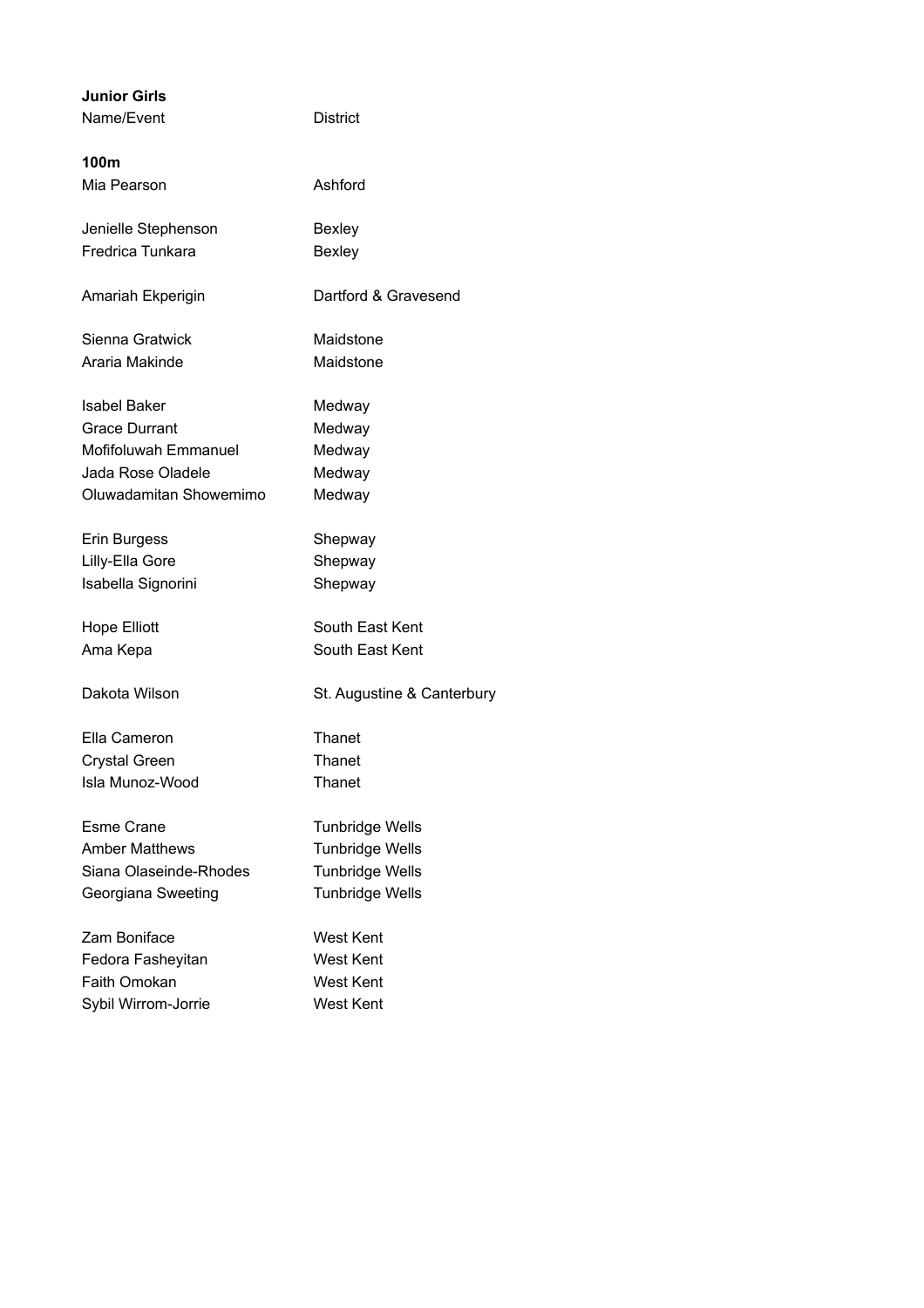**Junior Girls**

| Name/Event | District |
|---|---|
| **100m** | |
| Mia Pearson | Ashford |
| | |
| Jenielle Stephenson | Bexley |
| Fredrica Tunkara | Bexley |
| | |
| Amariah Ekperigin | Dartford & Gravesend |
| | |
| Sienna Gratwick | Maidstone |
| Araria Makinde | Maidstone |
| | |
| Isabel Baker | Medway |
| Grace Durrant | Medway |
| Mofifoluwah Emmanuel | Medway |
| Jada Rose Oladele | Medway |
| Oluwadamitan Showemimo | Medway |
| | |
| Erin Burgess | Shepway |
| Lilly-Ella Gore | Shepway |
| Isabella Signorini | Shepway |
| | |
| Hope Elliott | South East Kent |
| Ama Kepa | South East Kent |
| | |
| Dakota Wilson | St. Augustine & Canterbury |
| | |
| Ella Cameron | Thanet |
| Crystal Green | Thanet |
| Isla Munoz-Wood | Thanet |
| | |
| Esme Crane | Tunbridge Wells |
| Amber Matthews | Tunbridge Wells |
| Siana Olaseinde-Rhodes | Tunbridge Wells |
| Georgiana Sweeting | Tunbridge Wells |
| | |
| Zam Boniface | West Kent |
| Fedora Fasheyitan | West Kent |
| Faith Omokan | West Kent |
| Sybil Wirrom-Jorrie | West Kent |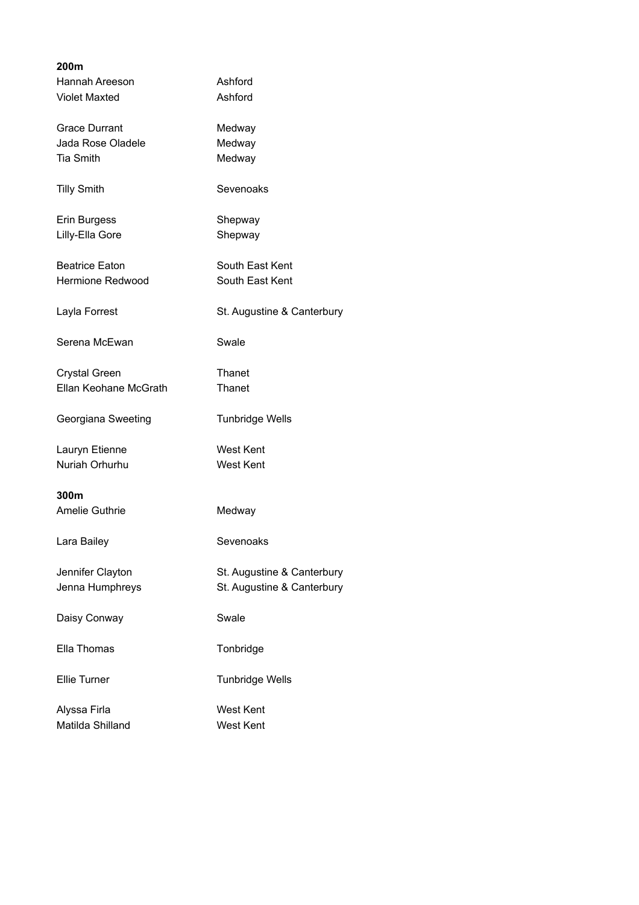**200m**

| | |
|---|---|
| Hannah Areeson | Ashford |
| Violet Maxted | Ashford |
| | |
| Grace Durrant | Medway |
| Jada Rose Oladele | Medway |
| Tia Smith | Medway |
| | |
| Tilly Smith | Sevenoaks |
| | |
| Erin Burgess | Shepway |
| Lilly-Ella Gore | Shepway |
| | |
| Beatrice Eaton | South East Kent |
| Hermione Redwood | South East Kent |
| | |
| Layla Forrest | St. Augustine & Canterbury |
| | |
| Serena McEwan | Swale |
| | |
| Crystal Green | Thanet |
| Ellan Keohane McGrath | Thanet |
| | |
| Georgiana Sweeting | Tunbridge Wells |
| | |
| Lauryn Etienne | West Kent |
| Nuriah Orhurhu | West Kent |

**300m**

| | |
|---|---|
| Amelie Guthrie | Medway |
| | |
| Lara Bailey | Sevenoaks |
| | |
| Jennifer Clayton | St. Augustine & Canterbury |
| Jenna Humphreys | St. Augustine & Canterbury |
| | |
| Daisy Conway | Swale |
| | |
| Ella Thomas | Tonbridge |
| | |
| Ellie Turner | Tunbridge Wells |
| | |
| Alyssa Firla | West Kent |
| Matilda Shilland | West Kent |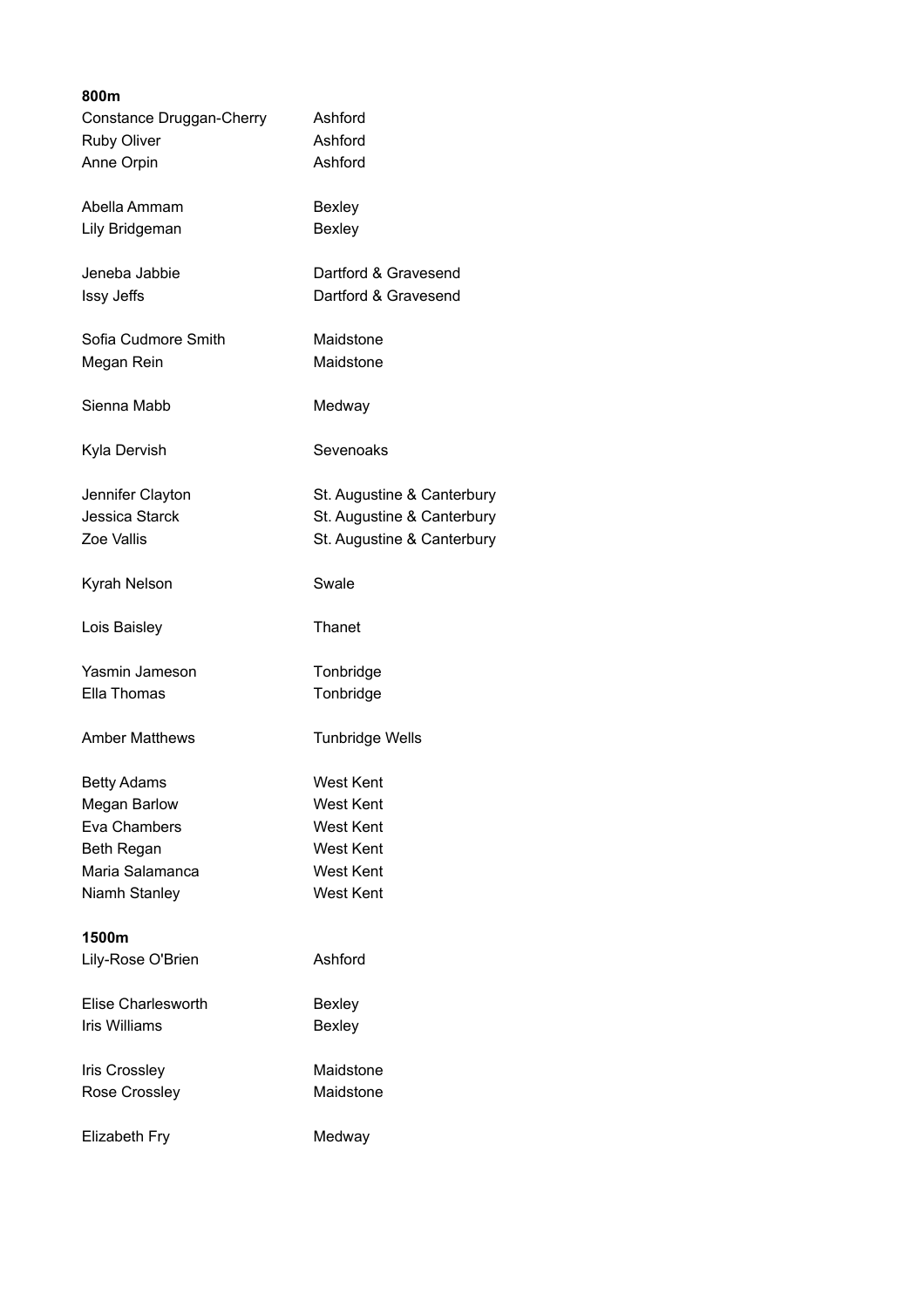**800m**

| | |
|---|---|
| Constance Druggan-Cherry | Ashford |
| Ruby Oliver | Ashford |
| Anne Orpin | Ashford |
| | |
| Abella Ammam | Bexley |
| Lily Bridgeman | Bexley |
| | |
| Jeneba Jabbie | Dartford & Gravesend |
| Issy Jeffs | Dartford & Gravesend |
| | |
| Sofia Cudmore Smith | Maidstone |
| Megan Rein | Maidstone |
| | |
| Sienna Mabb | Medway |
| | |
| Kyla Dervish | Sevenoaks |
| | |
| Jennifer Clayton | St. Augustine & Canterbury |
| Jessica Starck | St. Augustine & Canterbury |
| Zoe Vallis | St. Augustine & Canterbury |
| | |
| Kyrah Nelson | Swale |
| | |
| Lois Baisley | Thanet |
| | |
| Yasmin Jameson | Tonbridge |
| Ella Thomas | Tonbridge |
| | |
| Amber Matthews | Tunbridge Wells |
| | |
| Betty Adams | West Kent |
| Megan Barlow | West Kent |
| Eva Chambers | West Kent |
| Beth Regan | West Kent |
| Maria Salamanca | West Kent |
| Niamh Stanley | West Kent |

**1500m**

| | |
|---|---|
| Lily-Rose O'Brien | Ashford |
| | |
| Elise Charlesworth | Bexley |
| Iris Williams | Bexley |
| | |
| Iris Crossley | Maidstone |
| Rose Crossley | Maidstone |
| | |
| Elizabeth Fry | Medway |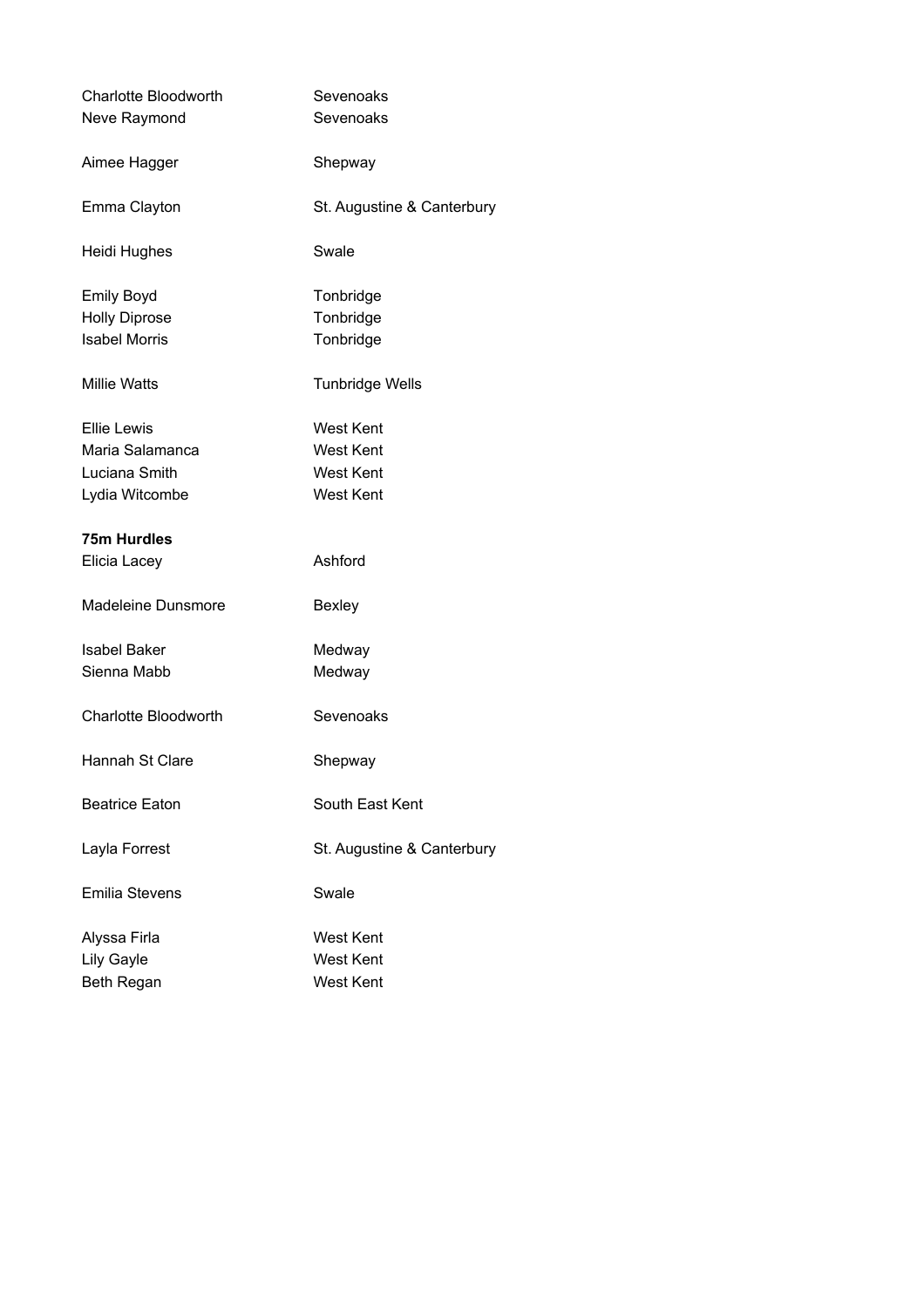Charlotte Bloodworth Sevenoaks
Neve Raymond Sevenoaks

Aimee Hagger Shepway

Emma Clayton St. Augustine & Canterbury

Heidi Hughes Swale

Emily Boyd Tonbridge
Holly Diprose Tonbridge
Isabel Morris Tonbridge

Millie Watts Tunbridge Wells

Ellie Lewis West Kent
Maria Salamanca West Kent
Luciana Smith West Kent
Lydia Witcombe West Kent

**75m Hurdles**

Elicia Lacey Ashford

Madeleine Dunsmore Bexley

Isabel Baker Medway
Sienna Mabb Medway

Charlotte Bloodworth Sevenoaks

Hannah St Clare Shepway

Beatrice Eaton South East Kent

Layla Forrest St. Augustine & Canterbury

Emilia Stevens Swale

Alyssa Firla West Kent
Lily Gayle West Kent
Beth Regan West Kent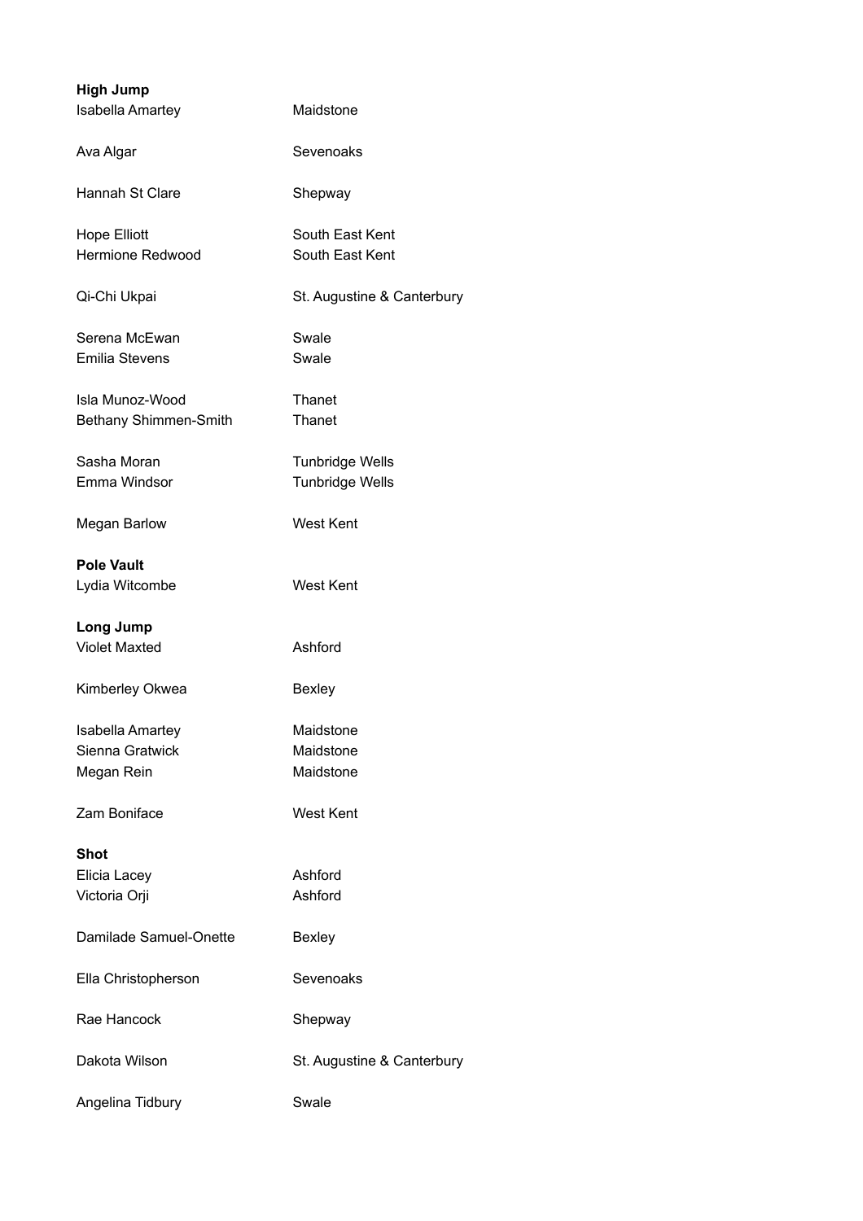**High Jump**

| | |
|---|---|
| Isabella Amartey | Maidstone |
| | |
| Ava Algar | Sevenoaks |
| | |
| Hannah St Clare | Shepway |
| | |
| Hope Elliott | South East Kent |
| Hermione Redwood | South East Kent |
| | |
| Qi-Chi Ukpai | St. Augustine & Canterbury |
| | |
| Serena McEwan | Swale |
| Emilia Stevens | Swale |
| | |
| Isla Munoz-Wood | Thanet |
| Bethany Shimmen-Smith | Thanet |
| | |
| Sasha Moran | Tunbridge Wells |
| Emma Windsor | Tunbridge Wells |
| | |
| Megan Barlow | West Kent |

**Pole Vault**

| | |
|---|---|
| Lydia Witcombe | West Kent |

**Long Jump**

| | |
|---|---|
| Violet Maxted | Ashford |
| | |
| Kimberley Okwea | Bexley |
| | |
| Isabella Amartey | Maidstone |
| Sienna Gratwick | Maidstone |
| Megan Rein | Maidstone |
| | |
| Zam Boniface | West Kent |

**Shot**

| | |
|---|---|
| Elicia Lacey | Ashford |
| Victoria Orji | Ashford |
| | |
| Damilade Samuel-Onette | Bexley |
| | |
| Ella Christopherson | Sevenoaks |
| | |
| Rae Hancock | Shepway |
| | |
| Dakota Wilson | St. Augustine & Canterbury |
| | |
| Angelina Tidbury | Swale |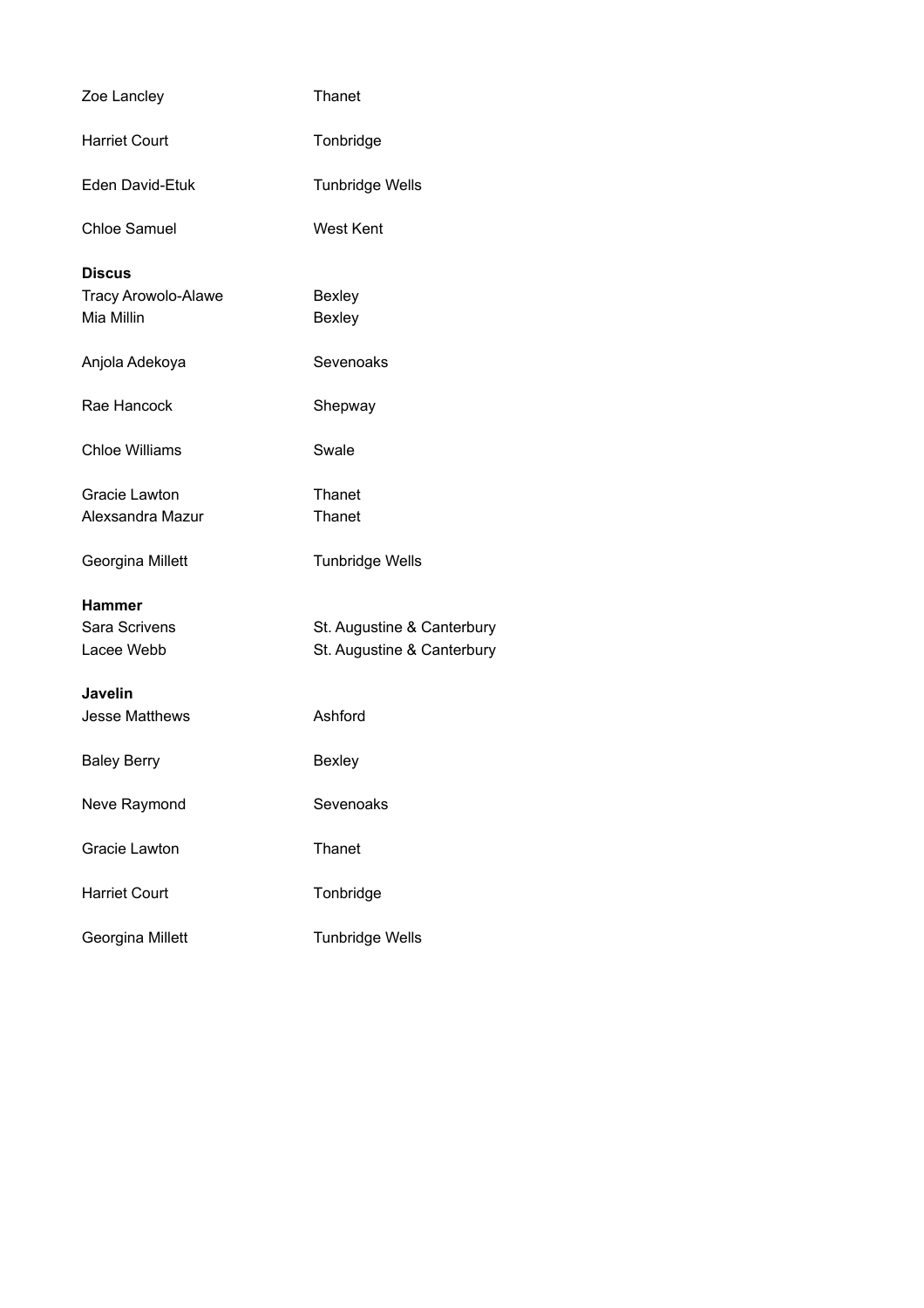| | |
|---|---|
| Zoe Lancley | Thanet |
| Harriet Court | Tonbridge |
| Eden David-Etuk | Tunbridge Wells |
| Chloe Samuel | West Kent |

**Discus**

| | |
|---|---|
| Tracy Arowolo-Alawe | Bexley |
| Mia Millin | Bexley |
| Anjola Adekoya | Sevenoaks |
| Rae Hancock | Shepway |
| Chloe Williams | Swale |
| Gracie Lawton | Thanet |
| Alexsandra Mazur | Thanet |
| Georgina Millett | Tunbridge Wells |

**Hammer**

| | |
|---|---|
| Sara Scrivens | St. Augustine & Canterbury |
| Lacee Webb | St. Augustine & Canterbury |

**Javelin**

| | |
|---|---|
| Jesse Matthews | Ashford |
| Baley Berry | Bexley |
| Neve Raymond | Sevenoaks |
| Gracie Lawton | Thanet |
| Harriet Court | Tonbridge |
| Georgina Millett | Tunbridge Wells |